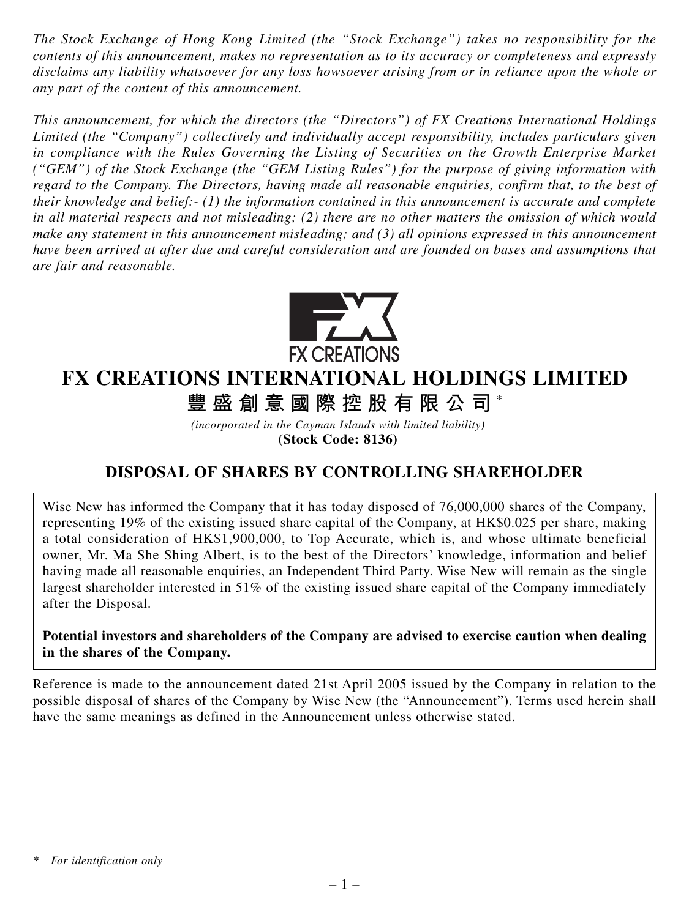*The Stock Exchange of Hong Kong Limited (the "Stock Exchange") takes no responsibility for the contents of this announcement, makes no representation as to its accuracy or completeness and expressly disclaims any liability whatsoever for any loss howsoever arising from or in reliance upon the whole or any part of the content of this announcement.*

*This announcement, for which the directors (the "Directors") of FX Creations International Holdings Limited (the "Company") collectively and individually accept responsibility, includes particulars given in compliance with the Rules Governing the Listing of Securities on the Growth Enterprise Market ("GEM") of the Stock Exchange (the "GEM Listing Rules") for the purpose of giving information with regard to the Company. The Directors, having made all reasonable enquiries, confirm that, to the best of their knowledge and belief:- (1) the information contained in this announcement is accurate and complete in all material respects and not misleading; (2) there are no other matters the omission of which would make any statement in this announcement misleading; and (3) all opinions expressed in this announcement have been arrived at after due and careful consideration and are founded on bases and assumptions that are fair and reasonable.*

FX CREATIONS

# FX CREATIONS INTERNATIONAL HOLDINGS LIMITED

# 豐盛創意國際控股有限公司*

*(incorporated in the Cayman Islands with limited liability)*

**(Stock Code: 8136)**

## DISPOSAL OF SHARES BY CONTROLLING SHAREHOLDER

Wise New has informed the Company that it has today disposed of 76,000,000 shares of the Company, representing 19% of the existing issued share capital of the Company, at HK$0.025 per share, making a total consideration of HK$1,900,000, to Top Accurate, which is, and whose ultimate beneficial owner, Mr. Ma She Shing Albert, is to the best of the Directors' knowledge, information and belief having made all reasonable enquiries, an Independent Third Party. Wise New will remain as the single largest shareholder interested in 51% of the existing issued share capital of the Company immediately after the Disposal.

**Potential investors and shareholders of the Company are advised to exercise caution when dealing in the shares of the Company.**

Reference is made to the announcement dated 21st April 2005 issued by the Company in relation to the possible disposal of shares of the Company by Wise New (the "Announcement"). Terms used herein shall have the same meanings as defined in the Announcement unless otherwise stated.

\* *For identification only*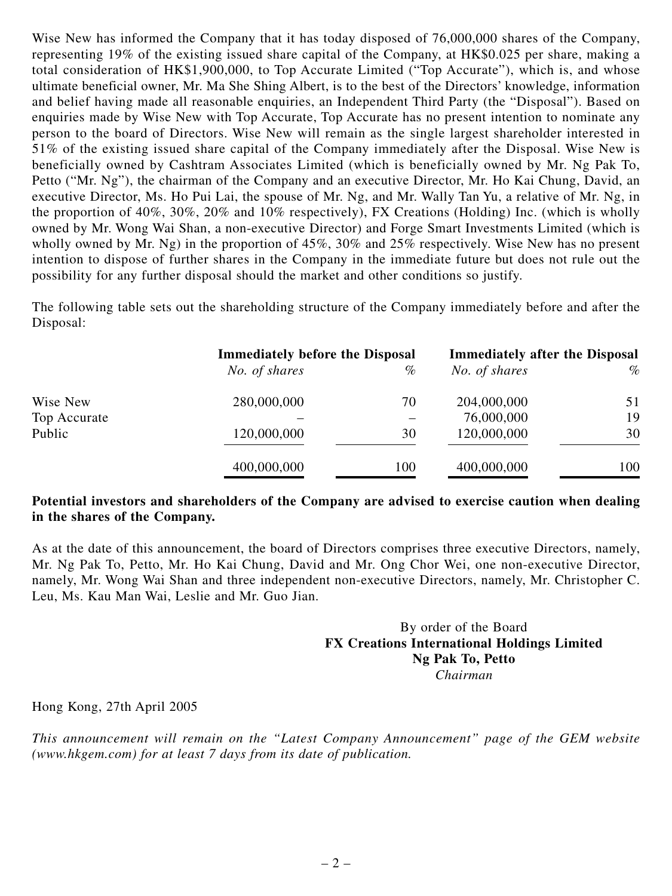Wise New has informed the Company that it has today disposed of 76,000,000 shares of the Company, representing 19% of the existing issued share capital of the Company, at HK$0.025 per share, making a total consideration of HK$1,900,000, to Top Accurate Limited ("Top Accurate"), which is, and whose ultimate beneficial owner, Mr. Ma She Shing Albert, is to the best of the Directors' knowledge, information and belief having made all reasonable enquiries, an Independent Third Party (the "Disposal"). Based on enquiries made by Wise New with Top Accurate, Top Accurate has no present intention to nominate any person to the board of Directors. Wise New will remain as the single largest shareholder interested in 51% of the existing issued share capital of the Company immediately after the Disposal. Wise New is beneficially owned by Cashtram Associates Limited (which is beneficially owned by Mr. Ng Pak To, Petto ("Mr. Ng"), the chairman of the Company and an executive Director, Mr. Ho Kai Chung, David, an executive Director, Ms. Ho Pui Lai, the spouse of Mr. Ng, and Mr. Wally Tan Yu, a relative of Mr. Ng, in the proportion of 40%, 30%, 20% and 10% respectively), FX Creations (Holding) Inc. (which is wholly owned by Mr. Wong Wai Shan, a non-executive Director) and Forge Smart Investments Limited (which is wholly owned by Mr. Ng) in the proportion of 45%, 30% and 25% respectively. Wise New has no present intention to dispose of further shares in the Company in the immediate future but does not rule out the possibility for any further disposal should the market and other conditions so justify.

The following table sets out the shareholding structure of the Company immediately before and after the Disposal:

| | **Immediately before the Disposal** | | **Immediately after the Disposal** | |
|---|---|---|---|---|
| | *No. of shares* | *%* | *No. of shares* | *%* |
| Wise New | 280,000,000 | 70 | 204,000,000 | 51 |
| Top Accurate | – | – | 76,000,000 | 19 |
| Public | 120,000,000 | 30 | 120,000,000 | 30 |
| | 400,000,000 | 100 | 400,000,000 | 100 |

**Potential investors and shareholders of the Company are advised to exercise caution when dealing in the shares of the Company.**

As at the date of this announcement, the board of Directors comprises three executive Directors, namely, Mr. Ng Pak To, Petto, Mr. Ho Kai Chung, David and Mr. Ong Chor Wei, one non-executive Director, namely, Mr. Wong Wai Shan and three independent non-executive Directors, namely, Mr. Christopher C. Leu, Ms. Kau Man Wai, Leslie and Mr. Guo Jian.

By order of the Board
**FX Creations International Holdings Limited**
**Ng Pak To, Petto**
*Chairman*

Hong Kong, 27th April 2005

*This announcement will remain on the "Latest Company Announcement" page of the GEM website (www.hkgem.com) for at least 7 days from its date of publication.*